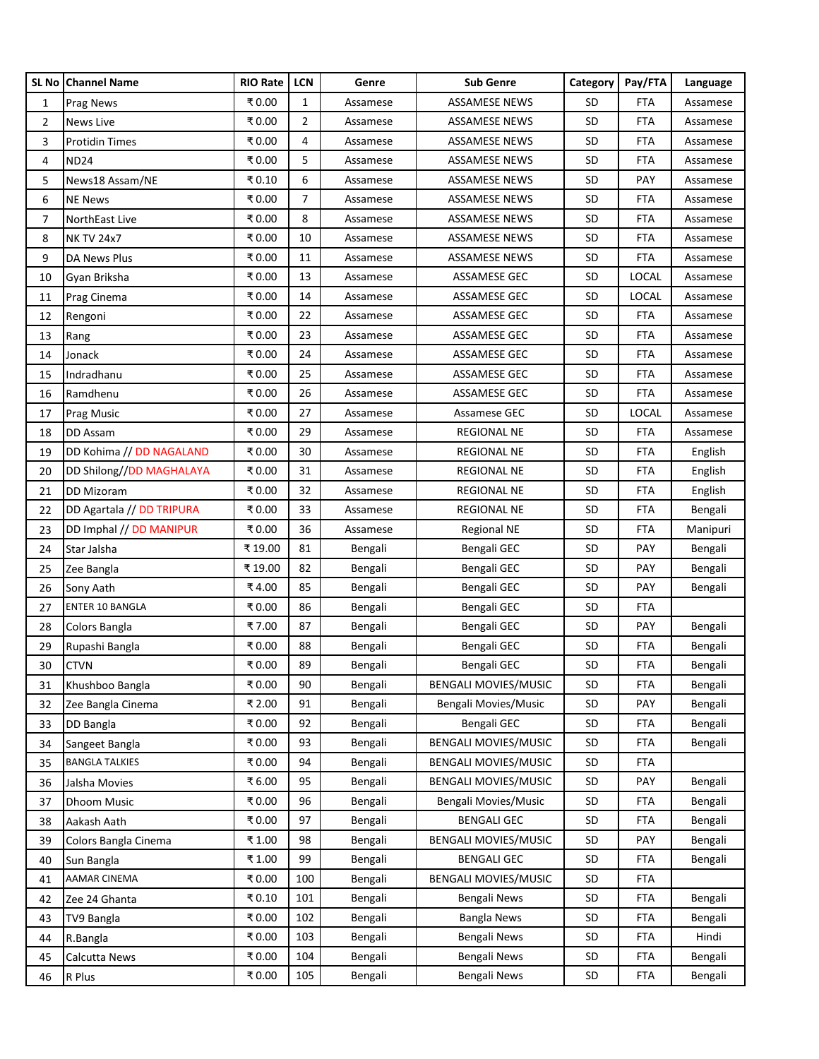| SL No | Channel Name | RIO Rate | LCN | Genre | Sub Genre | Category | Pay/FTA | Language |
|---|---|---|---|---|---|---|---|---|
| 1 | Prag News | ₹ 0.00 | 1 | Assamese | ASSAMESE NEWS | SD | FTA | Assamese |
| 2 | News Live | ₹ 0.00 | 2 | Assamese | ASSAMESE NEWS | SD | FTA | Assamese |
| 3 | Protidin Times | ₹ 0.00 | 4 | Assamese | ASSAMESE NEWS | SD | FTA | Assamese |
| 4 | ND24 | ₹ 0.00 | 5 | Assamese | ASSAMESE NEWS | SD | FTA | Assamese |
| 5 | News18 Assam/NE | ₹ 0.10 | 6 | Assamese | ASSAMESE NEWS | SD | PAY | Assamese |
| 6 | NE News | ₹ 0.00 | 7 | Assamese | ASSAMESE NEWS | SD | FTA | Assamese |
| 7 | NorthEast Live | ₹ 0.00 | 8 | Assamese | ASSAMESE NEWS | SD | FTA | Assamese |
| 8 | NK TV 24x7 | ₹ 0.00 | 10 | Assamese | ASSAMESE NEWS | SD | FTA | Assamese |
| 9 | DA News Plus | ₹ 0.00 | 11 | Assamese | ASSAMESE NEWS | SD | FTA | Assamese |
| 10 | Gyan Briksha | ₹ 0.00 | 13 | Assamese | ASSAMESE GEC | SD | LOCAL | Assamese |
| 11 | Prag Cinema | ₹ 0.00 | 14 | Assamese | ASSAMESE GEC | SD | LOCAL | Assamese |
| 12 | Rengoni | ₹ 0.00 | 22 | Assamese | ASSAMESE GEC | SD | FTA | Assamese |
| 13 | Rang | ₹ 0.00 | 23 | Assamese | ASSAMESE GEC | SD | FTA | Assamese |
| 14 | Jonack | ₹ 0.00 | 24 | Assamese | ASSAMESE GEC | SD | FTA | Assamese |
| 15 | Indradhanu | ₹ 0.00 | 25 | Assamese | ASSAMESE GEC | SD | FTA | Assamese |
| 16 | Ramdhenu | ₹ 0.00 | 26 | Assamese | ASSAMESE GEC | SD | FTA | Assamese |
| 17 | Prag Music | ₹ 0.00 | 27 | Assamese | Assamese GEC | SD | LOCAL | Assamese |
| 18 | DD Assam | ₹ 0.00 | 29 | Assamese | REGIONAL NE | SD | FTA | Assamese |
| 19 | DD Kohima // DD NAGALAND | ₹ 0.00 | 30 | Assamese | REGIONAL NE | SD | FTA | English |
| 20 | DD Shilong//DD MAGHALAYA | ₹ 0.00 | 31 | Assamese | REGIONAL NE | SD | FTA | English |
| 21 | DD Mizoram | ₹ 0.00 | 32 | Assamese | REGIONAL NE | SD | FTA | English |
| 22 | DD Agartala // DD TRIPURA | ₹ 0.00 | 33 | Assamese | REGIONAL NE | SD | FTA | Bengali |
| 23 | DD Imphal // DD MANIPUR | ₹ 0.00 | 36 | Assamese | Regional NE | SD | FTA | Manipuri |
| 24 | Star Jalsha | ₹ 19.00 | 81 | Bengali | Bengali GEC | SD | PAY | Bengali |
| 25 | Zee Bangla | ₹ 19.00 | 82 | Bengali | Bengali GEC | SD | PAY | Bengali |
| 26 | Sony Aath | ₹ 4.00 | 85 | Bengali | Bengali GEC | SD | PAY | Bengali |
| 27 | ENTER 10 BANGLA | ₹ 0.00 | 86 | Bengali | Bengali GEC | SD | FTA | |
| 28 | Colors Bangla | ₹ 7.00 | 87 | Bengali | Bengali GEC | SD | PAY | Bengali |
| 29 | Rupashi Bangla | ₹ 0.00 | 88 | Bengali | Bengali GEC | SD | FTA | Bengali |
| 30 | CTVN | ₹ 0.00 | 89 | Bengali | Bengali GEC | SD | FTA | Bengali |
| 31 | Khushboo Bangla | ₹ 0.00 | 90 | Bengali | BENGALI MOVIES/MUSIC | SD | FTA | Bengali |
| 32 | Zee Bangla Cinema | ₹ 2.00 | 91 | Bengali | Bengali Movies/Music | SD | PAY | Bengali |
| 33 | DD Bangla | ₹ 0.00 | 92 | Bengali | Bengali GEC | SD | FTA | Bengali |
| 34 | Sangeet Bangla | ₹ 0.00 | 93 | Bengali | BENGALI MOVIES/MUSIC | SD | FTA | Bengali |
| 35 | BANGLA TALKIES | ₹ 0.00 | 94 | Bengali | BENGALI MOVIES/MUSIC | SD | FTA | |
| 36 | Jalsha Movies | ₹ 6.00 | 95 | Bengali | BENGALI MOVIES/MUSIC | SD | PAY | Bengali |
| 37 | Dhoom Music | ₹ 0.00 | 96 | Bengali | Bengali Movies/Music | SD | FTA | Bengali |
| 38 | Aakash Aath | ₹ 0.00 | 97 | Bengali | BENGALI GEC | SD | FTA | Bengali |
| 39 | Colors Bangla Cinema | ₹ 1.00 | 98 | Bengali | BENGALI MOVIES/MUSIC | SD | PAY | Bengali |
| 40 | Sun Bangla | ₹ 1.00 | 99 | Bengali | BENGALI GEC | SD | FTA | Bengali |
| 41 | AAMAR CINEMA | ₹ 0.00 | 100 | Bengali | BENGALI MOVIES/MUSIC | SD | FTA | |
| 42 | Zee 24 Ghanta | ₹ 0.10 | 101 | Bengali | Bengali News | SD | FTA | Bengali |
| 43 | TV9 Bangla | ₹ 0.00 | 102 | Bengali | Bangla News | SD | FTA | Bengali |
| 44 | R.Bangla | ₹ 0.00 | 103 | Bengali | Bengali News | SD | FTA | Hindi |
| 45 | Calcutta News | ₹ 0.00 | 104 | Bengali | Bengali News | SD | FTA | Bengali |
| 46 | R Plus | ₹ 0.00 | 105 | Bengali | Bengali News | SD | FTA | Bengali |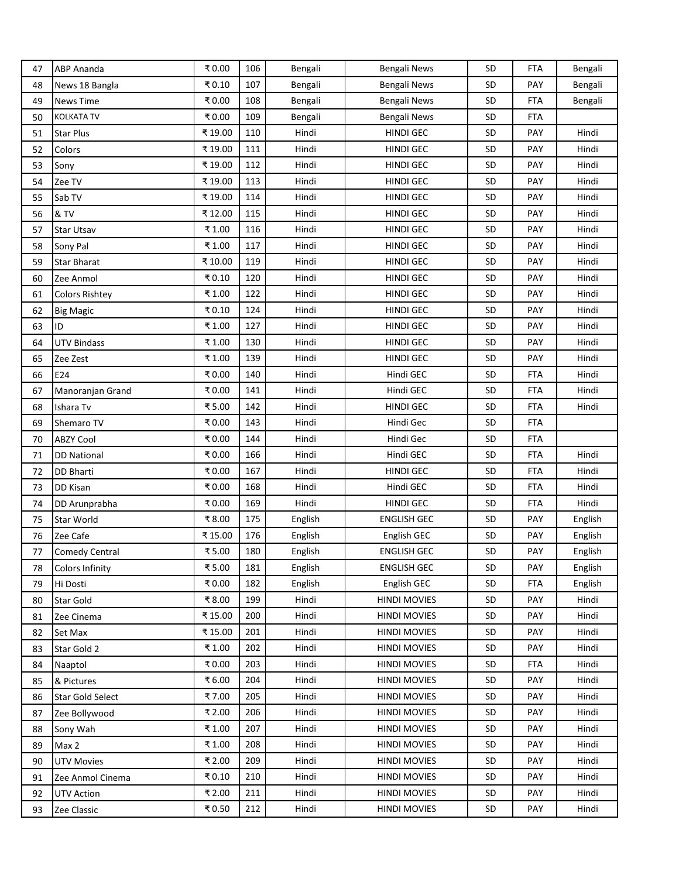| 47 | ABP Ananda | ₹ 0.00 | 106 | Bengali | Bengali News | SD | FTA | Bengali |
|---|---|---|---|---|---|---|---|---|
| 48 | News 18 Bangla | ₹ 0.10 | 107 | Bengali | Bengali News | SD | PAY | Bengali |
| 49 | News Time | ₹ 0.00 | 108 | Bengali | Bengali News | SD | FTA | Bengali |
| 50 | KOLKATA TV | ₹ 0.00 | 109 | Bengali | Bengali News | SD | FTA | |
| 51 | Star Plus | ₹ 19.00 | 110 | Hindi | HINDI GEC | SD | PAY | Hindi |
| 52 | Colors | ₹ 19.00 | 111 | Hindi | HINDI GEC | SD | PAY | Hindi |
| 53 | Sony | ₹ 19.00 | 112 | Hindi | HINDI GEC | SD | PAY | Hindi |
| 54 | Zee TV | ₹ 19.00 | 113 | Hindi | HINDI GEC | SD | PAY | Hindi |
| 55 | Sab TV | ₹ 19.00 | 114 | Hindi | HINDI GEC | SD | PAY | Hindi |
| 56 | & TV | ₹ 12.00 | 115 | Hindi | HINDI GEC | SD | PAY | Hindi |
| 57 | Star Utsav | ₹ 1.00 | 116 | Hindi | HINDI GEC | SD | PAY | Hindi |
| 58 | Sony Pal | ₹ 1.00 | 117 | Hindi | HINDI GEC | SD | PAY | Hindi |
| 59 | Star Bharat | ₹ 10.00 | 119 | Hindi | HINDI GEC | SD | PAY | Hindi |
| 60 | Zee Anmol | ₹ 0.10 | 120 | Hindi | HINDI GEC | SD | PAY | Hindi |
| 61 | Colors Rishtey | ₹ 1.00 | 122 | Hindi | HINDI GEC | SD | PAY | Hindi |
| 62 | Big Magic | ₹ 0.10 | 124 | Hindi | HINDI GEC | SD | PAY | Hindi |
| 63 | ID | ₹ 1.00 | 127 | Hindi | HINDI GEC | SD | PAY | Hindi |
| 64 | UTV Bindass | ₹ 1.00 | 130 | Hindi | HINDI GEC | SD | PAY | Hindi |
| 65 | Zee Zest | ₹ 1.00 | 139 | Hindi | HINDI GEC | SD | PAY | Hindi |
| 66 | E24 | ₹ 0.00 | 140 | Hindi | Hindi GEC | SD | FTA | Hindi |
| 67 | Manoranjan Grand | ₹ 0.00 | 141 | Hindi | Hindi GEC | SD | FTA | Hindi |
| 68 | Ishara Tv | ₹ 5.00 | 142 | Hindi | HINDI GEC | SD | FTA | Hindi |
| 69 | Shemaro TV | ₹ 0.00 | 143 | Hindi | Hindi Gec | SD | FTA | |
| 70 | ABZY Cool | ₹ 0.00 | 144 | Hindi | Hindi Gec | SD | FTA | |
| 71 | DD National | ₹ 0.00 | 166 | Hindi | Hindi GEC | SD | FTA | Hindi |
| 72 | DD Bharti | ₹ 0.00 | 167 | Hindi | HINDI GEC | SD | FTA | Hindi |
| 73 | DD Kisan | ₹ 0.00 | 168 | Hindi | Hindi GEC | SD | FTA | Hindi |
| 74 | DD Arunprabha | ₹ 0.00 | 169 | Hindi | HINDI GEC | SD | FTA | Hindi |
| 75 | Star World | ₹ 8.00 | 175 | English | ENGLISH GEC | SD | PAY | English |
| 76 | Zee Cafe | ₹ 15.00 | 176 | English | English GEC | SD | PAY | English |
| 77 | Comedy Central | ₹ 5.00 | 180 | English | ENGLISH GEC | SD | PAY | English |
| 78 | Colors Infinity | ₹ 5.00 | 181 | English | ENGLISH GEC | SD | PAY | English |
| 79 | Hi Dosti | ₹ 0.00 | 182 | English | English GEC | SD | FTA | English |
| 80 | Star Gold | ₹ 8.00 | 199 | Hindi | HINDI MOVIES | SD | PAY | Hindi |
| 81 | Zee Cinema | ₹ 15.00 | 200 | Hindi | HINDI MOVIES | SD | PAY | Hindi |
| 82 | Set Max | ₹ 15.00 | 201 | Hindi | HINDI MOVIES | SD | PAY | Hindi |
| 83 | Star Gold 2 | ₹ 1.00 | 202 | Hindi | HINDI MOVIES | SD | PAY | Hindi |
| 84 | Naaptol | ₹ 0.00 | 203 | Hindi | HINDI MOVIES | SD | FTA | Hindi |
| 85 | & Pictures | ₹ 6.00 | 204 | Hindi | HINDI MOVIES | SD | PAY | Hindi |
| 86 | Star Gold Select | ₹ 7.00 | 205 | Hindi | HINDI MOVIES | SD | PAY | Hindi |
| 87 | Zee Bollywood | ₹ 2.00 | 206 | Hindi | HINDI MOVIES | SD | PAY | Hindi |
| 88 | Sony Wah | ₹ 1.00 | 207 | Hindi | HINDI MOVIES | SD | PAY | Hindi |
| 89 | Max 2 | ₹ 1.00 | 208 | Hindi | HINDI MOVIES | SD | PAY | Hindi |
| 90 | UTV Movies | ₹ 2.00 | 209 | Hindi | HINDI MOVIES | SD | PAY | Hindi |
| 91 | Zee Anmol Cinema | ₹ 0.10 | 210 | Hindi | HINDI MOVIES | SD | PAY | Hindi |
| 92 | UTV Action | ₹ 2.00 | 211 | Hindi | HINDI MOVIES | SD | PAY | Hindi |
| 93 | Zee Classic | ₹ 0.50 | 212 | Hindi | HINDI MOVIES | SD | PAY | Hindi |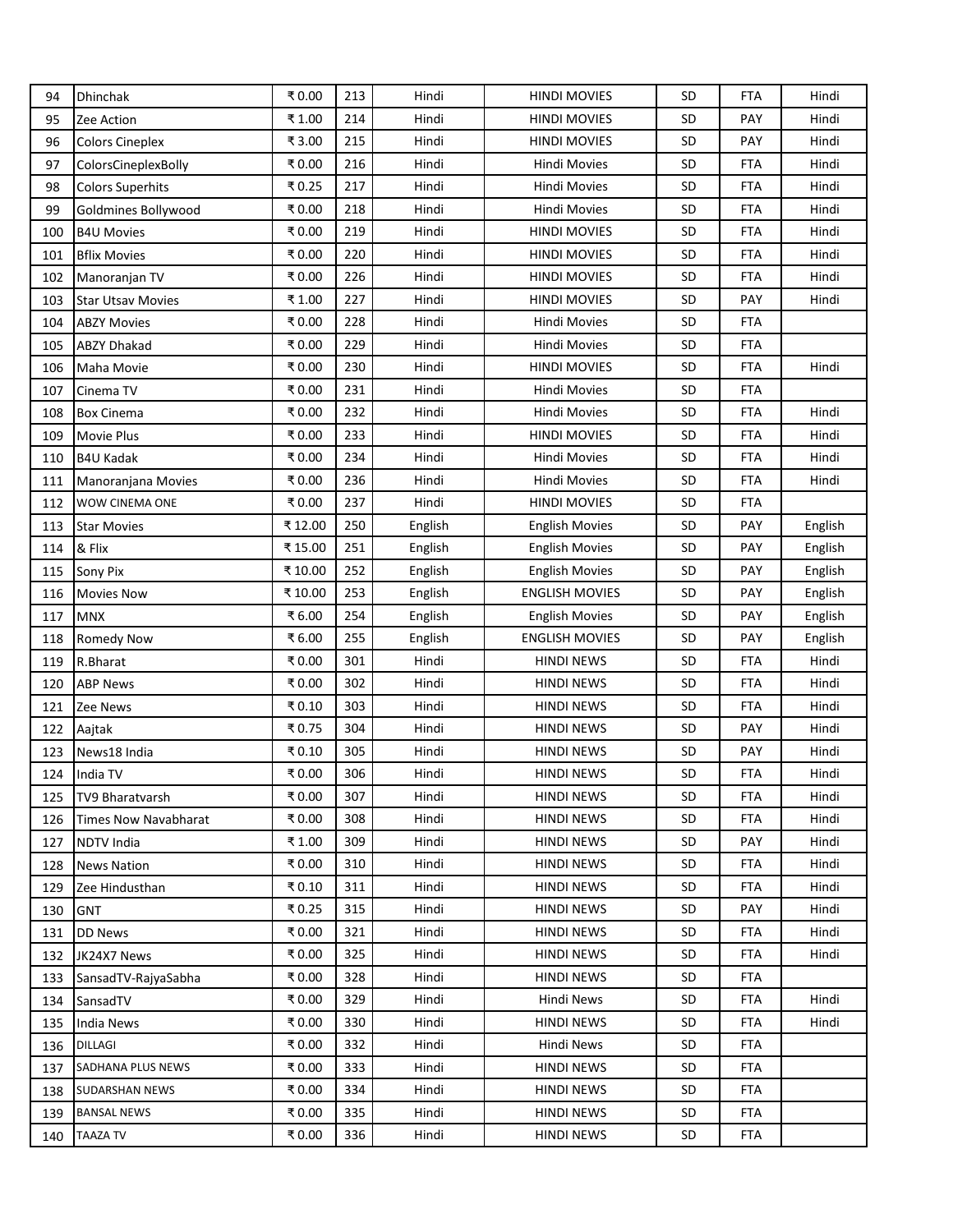| 94 | Dhinchak | ₹ 0.00 | 213 | Hindi | HINDI MOVIES | SD | FTA | Hindi |
|---|---|---|---|---|---|---|---|---|
| 95 | Zee Action | ₹ 1.00 | 214 | Hindi | HINDI MOVIES | SD | PAY | Hindi |
| 96 | Colors Cineplex | ₹ 3.00 | 215 | Hindi | HINDI MOVIES | SD | PAY | Hindi |
| 97 | ColorsCineplexBolly | ₹ 0.00 | 216 | Hindi | Hindi Movies | SD | FTA | Hindi |
| 98 | Colors Superhits | ₹ 0.25 | 217 | Hindi | Hindi Movies | SD | FTA | Hindi |
| 99 | Goldmines Bollywood | ₹ 0.00 | 218 | Hindi | Hindi Movies | SD | FTA | Hindi |
| 100 | B4U Movies | ₹ 0.00 | 219 | Hindi | HINDI MOVIES | SD | FTA | Hindi |
| 101 | Bflix Movies | ₹ 0.00 | 220 | Hindi | HINDI MOVIES | SD | FTA | Hindi |
| 102 | Manoranjan TV | ₹ 0.00 | 226 | Hindi | HINDI MOVIES | SD | FTA | Hindi |
| 103 | Star Utsav Movies | ₹ 1.00 | 227 | Hindi | HINDI MOVIES | SD | PAY | Hindi |
| 104 | ABZY Movies | ₹ 0.00 | 228 | Hindi | Hindi Movies | SD | FTA | |
| 105 | ABZY Dhakad | ₹ 0.00 | 229 | Hindi | Hindi Movies | SD | FTA | |
| 106 | Maha Movie | ₹ 0.00 | 230 | Hindi | HINDI MOVIES | SD | FTA | Hindi |
| 107 | Cinema TV | ₹ 0.00 | 231 | Hindi | Hindi Movies | SD | FTA | |
| 108 | Box Cinema | ₹ 0.00 | 232 | Hindi | Hindi Movies | SD | FTA | Hindi |
| 109 | Movie Plus | ₹ 0.00 | 233 | Hindi | HINDI MOVIES | SD | FTA | Hindi |
| 110 | B4U Kadak | ₹ 0.00 | 234 | Hindi | Hindi Movies | SD | FTA | Hindi |
| 111 | Manoranjana Movies | ₹ 0.00 | 236 | Hindi | Hindi Movies | SD | FTA | Hindi |
| 112 | WOW CINEMA ONE | ₹ 0.00 | 237 | Hindi | HINDI MOVIES | SD | FTA | |
| 113 | Star Movies | ₹ 12.00 | 250 | English | English Movies | SD | PAY | English |
| 114 | & Flix | ₹ 15.00 | 251 | English | English Movies | SD | PAY | English |
| 115 | Sony Pix | ₹ 10.00 | 252 | English | English Movies | SD | PAY | English |
| 116 | Movies Now | ₹ 10.00 | 253 | English | ENGLISH MOVIES | SD | PAY | English |
| 117 | MNX | ₹ 6.00 | 254 | English | English Movies | SD | PAY | English |
| 118 | Romedy Now | ₹ 6.00 | 255 | English | ENGLISH MOVIES | SD | PAY | English |
| 119 | R.Bharat | ₹ 0.00 | 301 | Hindi | HINDI NEWS | SD | FTA | Hindi |
| 120 | ABP News | ₹ 0.00 | 302 | Hindi | HINDI NEWS | SD | FTA | Hindi |
| 121 | Zee News | ₹ 0.10 | 303 | Hindi | HINDI NEWS | SD | FTA | Hindi |
| 122 | Aajtak | ₹ 0.75 | 304 | Hindi | HINDI NEWS | SD | PAY | Hindi |
| 123 | News18 India | ₹ 0.10 | 305 | Hindi | HINDI NEWS | SD | PAY | Hindi |
| 124 | India TV | ₹ 0.00 | 306 | Hindi | HINDI NEWS | SD | FTA | Hindi |
| 125 | TV9 Bharatvarsh | ₹ 0.00 | 307 | Hindi | HINDI NEWS | SD | FTA | Hindi |
| 126 | Times Now Navabharat | ₹ 0.00 | 308 | Hindi | HINDI NEWS | SD | FTA | Hindi |
| 127 | NDTV India | ₹ 1.00 | 309 | Hindi | HINDI NEWS | SD | PAY | Hindi |
| 128 | News Nation | ₹ 0.00 | 310 | Hindi | HINDI NEWS | SD | FTA | Hindi |
| 129 | Zee Hindusthan | ₹ 0.10 | 311 | Hindi | HINDI NEWS | SD | FTA | Hindi |
| 130 | GNT | ₹ 0.25 | 315 | Hindi | HINDI NEWS | SD | PAY | Hindi |
| 131 | DD News | ₹ 0.00 | 321 | Hindi | HINDI NEWS | SD | FTA | Hindi |
| 132 | JK24X7 News | ₹ 0.00 | 325 | Hindi | HINDI NEWS | SD | FTA | Hindi |
| 133 | SansadTV-RajyaSabha | ₹ 0.00 | 328 | Hindi | HINDI NEWS | SD | FTA | |
| 134 | SansadTV | ₹ 0.00 | 329 | Hindi | Hindi News | SD | FTA | Hindi |
| 135 | India News | ₹ 0.00 | 330 | Hindi | HINDI NEWS | SD | FTA | Hindi |
| 136 | DILLAGI | ₹ 0.00 | 332 | Hindi | Hindi News | SD | FTA | |
| 137 | SADHANA PLUS NEWS | ₹ 0.00 | 333 | Hindi | HINDI NEWS | SD | FTA | |
| 138 | SUDARSHAN NEWS | ₹ 0.00 | 334 | Hindi | HINDI NEWS | SD | FTA | |
| 139 | BANSAL NEWS | ₹ 0.00 | 335 | Hindi | HINDI NEWS | SD | FTA | |
| 140 | TAAZA TV | ₹ 0.00 | 336 | Hindi | HINDI NEWS | SD | FTA | |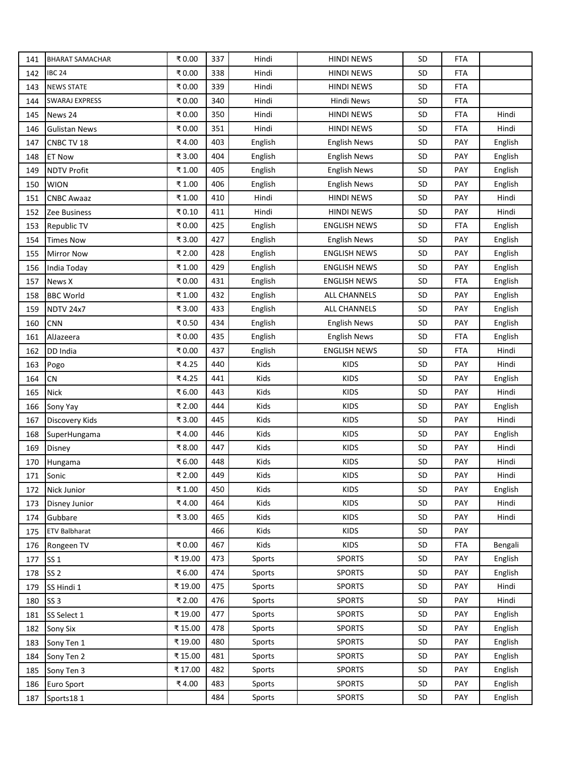| | | | | | | | | |
|---|---|---|---|---|---|---|---|---|
| 141 | BHARAT SAMACHAR | ₹ 0.00 | 337 | Hindi | HINDI NEWS | SD | FTA | |
| 142 | IBC 24 | ₹ 0.00 | 338 | Hindi | HINDI NEWS | SD | FTA | |
| 143 | NEWS STATE | ₹ 0.00 | 339 | Hindi | HINDI NEWS | SD | FTA | |
| 144 | SWARAJ EXPRESS | ₹ 0.00 | 340 | Hindi | Hindi News | SD | FTA | |
| 145 | News 24 | ₹ 0.00 | 350 | Hindi | HINDI NEWS | SD | FTA | Hindi |
| 146 | Gulistan News | ₹ 0.00 | 351 | Hindi | HINDI NEWS | SD | FTA | Hindi |
| 147 | CNBC TV 18 | ₹ 4.00 | 403 | English | English News | SD | PAY | English |
| 148 | ET Now | ₹ 3.00 | 404 | English | English News | SD | PAY | English |
| 149 | NDTV Profit | ₹ 1.00 | 405 | English | English News | SD | PAY | English |
| 150 | WION | ₹ 1.00 | 406 | English | English News | SD | PAY | English |
| 151 | CNBC Awaaz | ₹ 1.00 | 410 | Hindi | HINDI NEWS | SD | PAY | Hindi |
| 152 | Zee Business | ₹ 0.10 | 411 | Hindi | HINDI NEWS | SD | PAY | Hindi |
| 153 | Republic TV | ₹ 0.00 | 425 | English | ENGLISH NEWS | SD | FTA | English |
| 154 | Times Now | ₹ 3.00 | 427 | English | English News | SD | PAY | English |
| 155 | Mirror Now | ₹ 2.00 | 428 | English | ENGLISH NEWS | SD | PAY | English |
| 156 | India Today | ₹ 1.00 | 429 | English | ENGLISH NEWS | SD | PAY | English |
| 157 | News X | ₹ 0.00 | 431 | English | ENGLISH NEWS | SD | FTA | English |
| 158 | BBC World | ₹ 1.00 | 432 | English | ALL CHANNELS | SD | PAY | English |
| 159 | NDTV 24x7 | ₹ 3.00 | 433 | English | ALL CHANNELS | SD | PAY | English |
| 160 | CNN | ₹ 0.50 | 434 | English | English News | SD | PAY | English |
| 161 | AlJazeera | ₹ 0.00 | 435 | English | English News | SD | FTA | English |
| 162 | DD India | ₹ 0.00 | 437 | English | ENGLISH NEWS | SD | FTA | Hindi |
| 163 | Pogo | ₹ 4.25 | 440 | Kids | KIDS | SD | PAY | Hindi |
| 164 | CN | ₹ 4.25 | 441 | Kids | KIDS | SD | PAY | English |
| 165 | Nick | ₹ 6.00 | 443 | Kids | KIDS | SD | PAY | Hindi |
| 166 | Sony Yay | ₹ 2.00 | 444 | Kids | KIDS | SD | PAY | English |
| 167 | Discovery Kids | ₹ 3.00 | 445 | Kids | KIDS | SD | PAY | Hindi |
| 168 | SuperHungama | ₹ 4.00 | 446 | Kids | KIDS | SD | PAY | English |
| 169 | Disney | ₹ 8.00 | 447 | Kids | KIDS | SD | PAY | Hindi |
| 170 | Hungama | ₹ 6.00 | 448 | Kids | KIDS | SD | PAY | Hindi |
| 171 | Sonic | ₹ 2.00 | 449 | Kids | KIDS | SD | PAY | Hindi |
| 172 | Nick Junior | ₹ 1.00 | 450 | Kids | KIDS | SD | PAY | English |
| 173 | Disney Junior | ₹ 4.00 | 464 | Kids | KIDS | SD | PAY | Hindi |
| 174 | Gubbare | ₹ 3.00 | 465 | Kids | KIDS | SD | PAY | Hindi |
| 175 | ETV Balbharat | | 466 | Kids | KIDS | SD | PAY | |
| 176 | Rongeen TV | ₹ 0.00 | 467 | Kids | KIDS | SD | FTA | Bengali |
| 177 | SS 1 | ₹ 19.00 | 473 | Sports | SPORTS | SD | PAY | English |
| 178 | SS 2 | ₹ 6.00 | 474 | Sports | SPORTS | SD | PAY | English |
| 179 | SS Hindi 1 | ₹ 19.00 | 475 | Sports | SPORTS | SD | PAY | Hindi |
| 180 | SS 3 | ₹ 2.00 | 476 | Sports | SPORTS | SD | PAY | Hindi |
| 181 | SS Select 1 | ₹ 19.00 | 477 | Sports | SPORTS | SD | PAY | English |
| 182 | Sony Six | ₹ 15.00 | 478 | Sports | SPORTS | SD | PAY | English |
| 183 | Sony Ten 1 | ₹ 19.00 | 480 | Sports | SPORTS | SD | PAY | English |
| 184 | Sony Ten 2 | ₹ 15.00 | 481 | Sports | SPORTS | SD | PAY | English |
| 185 | Sony Ten 3 | ₹ 17.00 | 482 | Sports | SPORTS | SD | PAY | English |
| 186 | Euro Sport | ₹ 4.00 | 483 | Sports | SPORTS | SD | PAY | English |
| 187 | Sports18 1 | | 484 | Sports | SPORTS | SD | PAY | English |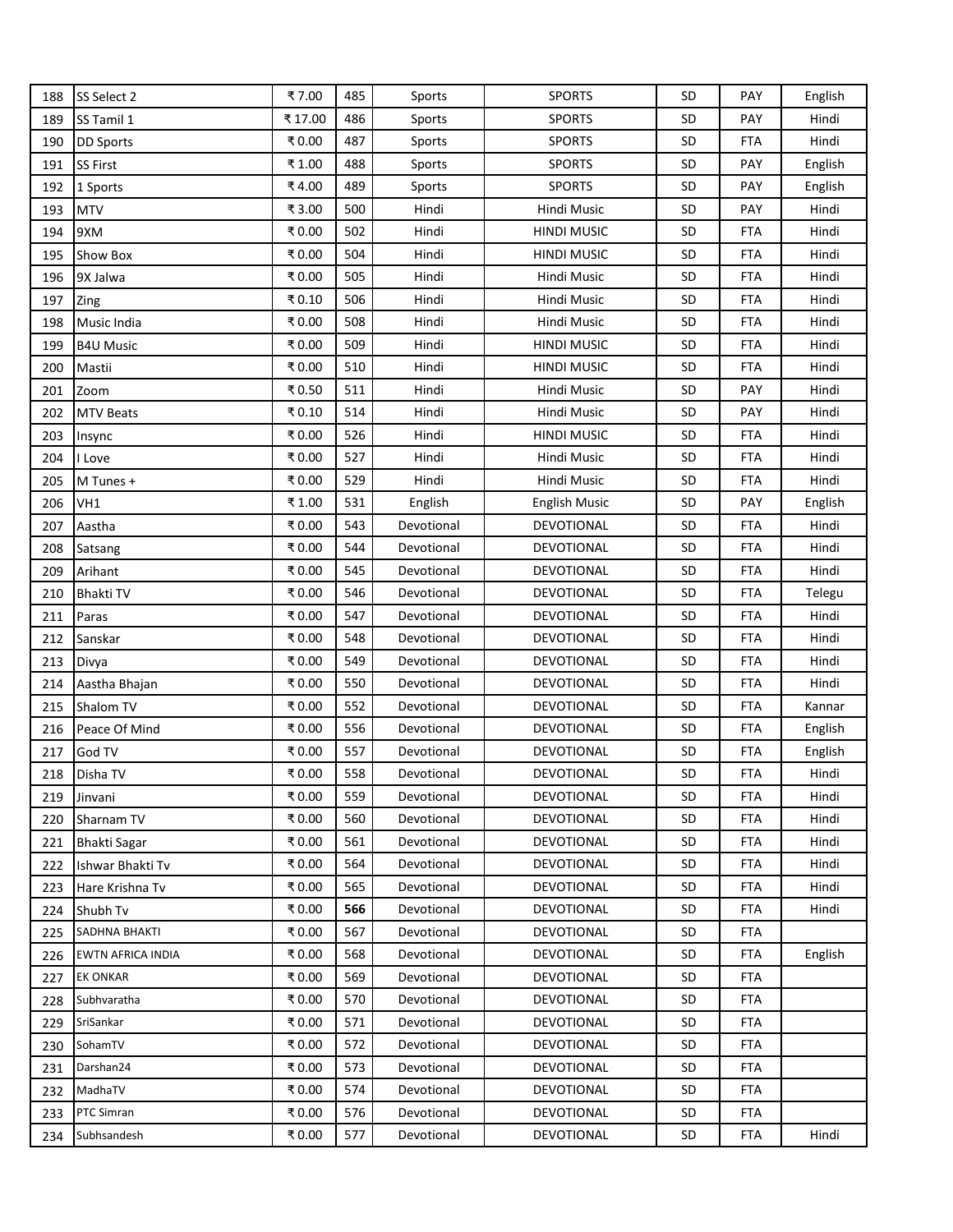| | | | | | | | | |
|---|---|---|---|---|---|---|---|---|
| 188 | SS Select 2 | ₹ 7.00 | 485 | Sports | SPORTS | SD | PAY | English |
| 189 | SS Tamil 1 | ₹ 17.00 | 486 | Sports | SPORTS | SD | PAY | Hindi |
| 190 | DD Sports | ₹ 0.00 | 487 | Sports | SPORTS | SD | FTA | Hindi |
| 191 | SS First | ₹ 1.00 | 488 | Sports | SPORTS | SD | PAY | English |
| 192 | 1 Sports | ₹ 4.00 | 489 | Sports | SPORTS | SD | PAY | English |
| 193 | MTV | ₹ 3.00 | 500 | Hindi | Hindi Music | SD | PAY | Hindi |
| 194 | 9XM | ₹ 0.00 | 502 | Hindi | HINDI MUSIC | SD | FTA | Hindi |
| 195 | Show Box | ₹ 0.00 | 504 | Hindi | HINDI MUSIC | SD | FTA | Hindi |
| 196 | 9X Jalwa | ₹ 0.00 | 505 | Hindi | Hindi Music | SD | FTA | Hindi |
| 197 | Zing | ₹ 0.10 | 506 | Hindi | Hindi Music | SD | FTA | Hindi |
| 198 | Music India | ₹ 0.00 | 508 | Hindi | Hindi Music | SD | FTA | Hindi |
| 199 | B4U Music | ₹ 0.00 | 509 | Hindi | HINDI MUSIC | SD | FTA | Hindi |
| 200 | Mastii | ₹ 0.00 | 510 | Hindi | HINDI MUSIC | SD | FTA | Hindi |
| 201 | Zoom | ₹ 0.50 | 511 | Hindi | Hindi Music | SD | PAY | Hindi |
| 202 | MTV Beats | ₹ 0.10 | 514 | Hindi | Hindi Music | SD | PAY | Hindi |
| 203 | Insync | ₹ 0.00 | 526 | Hindi | HINDI MUSIC | SD | FTA | Hindi |
| 204 | I Love | ₹ 0.00 | 527 | Hindi | Hindi Music | SD | FTA | Hindi |
| 205 | M Tunes + | ₹ 0.00 | 529 | Hindi | Hindi Music | SD | FTA | Hindi |
| 206 | VH1 | ₹ 1.00 | 531 | English | English Music | SD | PAY | English |
| 207 | Aastha | ₹ 0.00 | 543 | Devotional | DEVOTIONAL | SD | FTA | Hindi |
| 208 | Satsang | ₹ 0.00 | 544 | Devotional | DEVOTIONAL | SD | FTA | Hindi |
| 209 | Arihant | ₹ 0.00 | 545 | Devotional | DEVOTIONAL | SD | FTA | Hindi |
| 210 | Bhakti TV | ₹ 0.00 | 546 | Devotional | DEVOTIONAL | SD | FTA | Telegu |
| 211 | Paras | ₹ 0.00 | 547 | Devotional | DEVOTIONAL | SD | FTA | Hindi |
| 212 | Sanskar | ₹ 0.00 | 548 | Devotional | DEVOTIONAL | SD | FTA | Hindi |
| 213 | Divya | ₹ 0.00 | 549 | Devotional | DEVOTIONAL | SD | FTA | Hindi |
| 214 | Aastha Bhajan | ₹ 0.00 | 550 | Devotional | DEVOTIONAL | SD | FTA | Hindi |
| 215 | Shalom TV | ₹ 0.00 | 552 | Devotional | DEVOTIONAL | SD | FTA | Kannar |
| 216 | Peace Of Mind | ₹ 0.00 | 556 | Devotional | DEVOTIONAL | SD | FTA | English |
| 217 | God TV | ₹ 0.00 | 557 | Devotional | DEVOTIONAL | SD | FTA | English |
| 218 | Disha TV | ₹ 0.00 | 558 | Devotional | DEVOTIONAL | SD | FTA | Hindi |
| 219 | Jinvani | ₹ 0.00 | 559 | Devotional | DEVOTIONAL | SD | FTA | Hindi |
| 220 | Sharnam TV | ₹ 0.00 | 560 | Devotional | DEVOTIONAL | SD | FTA | Hindi |
| 221 | Bhakti Sagar | ₹ 0.00 | 561 | Devotional | DEVOTIONAL | SD | FTA | Hindi |
| 222 | Ishwar Bhakti Tv | ₹ 0.00 | 564 | Devotional | DEVOTIONAL | SD | FTA | Hindi |
| 223 | Hare Krishna Tv | ₹ 0.00 | 565 | Devotional | DEVOTIONAL | SD | FTA | Hindi |
| 224 | Shubh Tv | ₹ 0.00 | **566** | Devotional | DEVOTIONAL | SD | FTA | Hindi |
| 225 | SADHNA BHAKTI | ₹ 0.00 | 567 | Devotional | DEVOTIONAL | SD | FTA | |
| 226 | EWTN AFRICA INDIA | ₹ 0.00 | 568 | Devotional | DEVOTIONAL | SD | FTA | English |
| 227 | EK ONKAR | ₹ 0.00 | 569 | Devotional | DEVOTIONAL | SD | FTA | |
| 228 | Subhvaratha | ₹ 0.00 | 570 | Devotional | DEVOTIONAL | SD | FTA | |
| 229 | SriSankar | ₹ 0.00 | 571 | Devotional | DEVOTIONAL | SD | FTA | |
| 230 | SohamTV | ₹ 0.00 | 572 | Devotional | DEVOTIONAL | SD | FTA | |
| 231 | Darshan24 | ₹ 0.00 | 573 | Devotional | DEVOTIONAL | SD | FTA | |
| 232 | MadhaTV | ₹ 0.00 | 574 | Devotional | DEVOTIONAL | SD | FTA | |
| 233 | PTC Simran | ₹ 0.00 | 576 | Devotional | DEVOTIONAL | SD | FTA | |
| 234 | Subhsandesh | ₹ 0.00 | 577 | Devotional | DEVOTIONAL | SD | FTA | Hindi |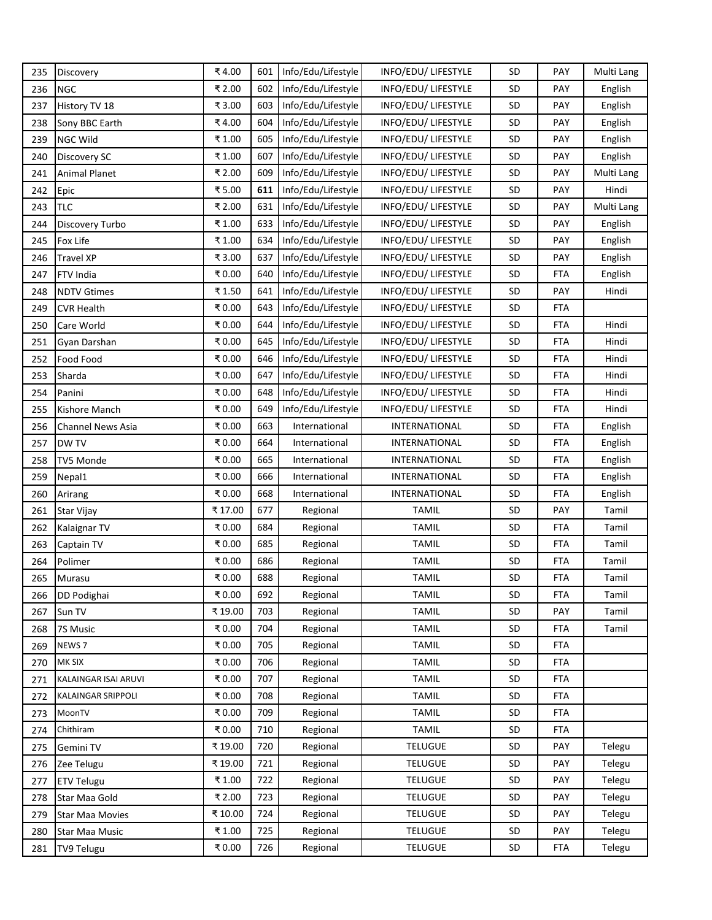| | | | | | | | | |
|---|---|---|---|---|---|---|---|---|
| 235 | Discovery | ₹ 4.00 | 601 | Info/Edu/Lifestyle | INFO/EDU/ LIFESTYLE | SD | PAY | Multi Lang |
| 236 | NGC | ₹ 2.00 | 602 | Info/Edu/Lifestyle | INFO/EDU/ LIFESTYLE | SD | PAY | English |
| 237 | History TV 18 | ₹ 3.00 | 603 | Info/Edu/Lifestyle | INFO/EDU/ LIFESTYLE | SD | PAY | English |
| 238 | Sony BBC Earth | ₹ 4.00 | 604 | Info/Edu/Lifestyle | INFO/EDU/ LIFESTYLE | SD | PAY | English |
| 239 | NGC Wild | ₹ 1.00 | 605 | Info/Edu/Lifestyle | INFO/EDU/ LIFESTYLE | SD | PAY | English |
| 240 | Discovery SC | ₹ 1.00 | 607 | Info/Edu/Lifestyle | INFO/EDU/ LIFESTYLE | SD | PAY | English |
| 241 | Animal Planet | ₹ 2.00 | 609 | Info/Edu/Lifestyle | INFO/EDU/ LIFESTYLE | SD | PAY | Multi Lang |
| 242 | Epic | ₹ 5.00 | **611** | Info/Edu/Lifestyle | INFO/EDU/ LIFESTYLE | SD | PAY | Hindi |
| 243 | TLC | ₹ 2.00 | 631 | Info/Edu/Lifestyle | INFO/EDU/ LIFESTYLE | SD | PAY | Multi Lang |
| 244 | Discovery Turbo | ₹ 1.00 | 633 | Info/Edu/Lifestyle | INFO/EDU/ LIFESTYLE | SD | PAY | English |
| 245 | Fox Life | ₹ 1.00 | 634 | Info/Edu/Lifestyle | INFO/EDU/ LIFESTYLE | SD | PAY | English |
| 246 | Travel XP | ₹ 3.00 | 637 | Info/Edu/Lifestyle | INFO/EDU/ LIFESTYLE | SD | PAY | English |
| 247 | FTV India | ₹ 0.00 | 640 | Info/Edu/Lifestyle | INFO/EDU/ LIFESTYLE | SD | FTA | English |
| 248 | NDTV Gtimes | ₹ 1.50 | 641 | Info/Edu/Lifestyle | INFO/EDU/ LIFESTYLE | SD | PAY | Hindi |
| 249 | CVR Health | ₹ 0.00 | 643 | Info/Edu/Lifestyle | INFO/EDU/ LIFESTYLE | SD | FTA | |
| 250 | Care World | ₹ 0.00 | 644 | Info/Edu/Lifestyle | INFO/EDU/ LIFESTYLE | SD | FTA | Hindi |
| 251 | Gyan Darshan | ₹ 0.00 | 645 | Info/Edu/Lifestyle | INFO/EDU/ LIFESTYLE | SD | FTA | Hindi |
| 252 | Food Food | ₹ 0.00 | 646 | Info/Edu/Lifestyle | INFO/EDU/ LIFESTYLE | SD | FTA | Hindi |
| 253 | Sharda | ₹ 0.00 | 647 | Info/Edu/Lifestyle | INFO/EDU/ LIFESTYLE | SD | FTA | Hindi |
| 254 | Panini | ₹ 0.00 | 648 | Info/Edu/Lifestyle | INFO/EDU/ LIFESTYLE | SD | FTA | Hindi |
| 255 | Kishore Manch | ₹ 0.00 | 649 | Info/Edu/Lifestyle | INFO/EDU/ LIFESTYLE | SD | FTA | Hindi |
| 256 | Channel News Asia | ₹ 0.00 | 663 | International | INTERNATIONAL | SD | FTA | English |
| 257 | DW TV | ₹ 0.00 | 664 | International | INTERNATIONAL | SD | FTA | English |
| 258 | TV5 Monde | ₹ 0.00 | 665 | International | INTERNATIONAL | SD | FTA | English |
| 259 | Nepal1 | ₹ 0.00 | 666 | International | INTERNATIONAL | SD | FTA | English |
| 260 | Arirang | ₹ 0.00 | 668 | International | INTERNATIONAL | SD | FTA | English |
| 261 | Star Vijay | ₹ 17.00 | 677 | Regional | TAMIL | SD | PAY | Tamil |
| 262 | Kalaignar TV | ₹ 0.00 | 684 | Regional | TAMIL | SD | FTA | Tamil |
| 263 | Captain TV | ₹ 0.00 | 685 | Regional | TAMIL | SD | FTA | Tamil |
| 264 | Polimer | ₹ 0.00 | 686 | Regional | TAMIL | SD | FTA | Tamil |
| 265 | Murasu | ₹ 0.00 | 688 | Regional | TAMIL | SD | FTA | Tamil |
| 266 | DD Podighai | ₹ 0.00 | 692 | Regional | TAMIL | SD | FTA | Tamil |
| 267 | Sun TV | ₹ 19.00 | 703 | Regional | TAMIL | SD | PAY | Tamil |
| 268 | 7S Music | ₹ 0.00 | 704 | Regional | TAMIL | SD | FTA | Tamil |
| 269 | NEWS 7 | ₹ 0.00 | 705 | Regional | TAMIL | SD | FTA | |
| 270 | MK SIX | ₹ 0.00 | 706 | Regional | TAMIL | SD | FTA | |
| 271 | KALAINGAR ISAI ARUVI | ₹ 0.00 | 707 | Regional | TAMIL | SD | FTA | |
| 272 | KALAINGAR SRIPPOLI | ₹ 0.00 | 708 | Regional | TAMIL | SD | FTA | |
| 273 | MoonTV | ₹ 0.00 | 709 | Regional | TAMIL | SD | FTA | |
| 274 | Chithiram | ₹ 0.00 | 710 | Regional | TAMIL | SD | FTA | |
| 275 | Gemini TV | ₹ 19.00 | 720 | Regional | TELUGUE | SD | PAY | Telegu |
| 276 | Zee Telugu | ₹ 19.00 | 721 | Regional | TELUGUE | SD | PAY | Telegu |
| 277 | ETV Telugu | ₹ 1.00 | 722 | Regional | TELUGUE | SD | PAY | Telegu |
| 278 | Star Maa Gold | ₹ 2.00 | 723 | Regional | TELUGUE | SD | PAY | Telegu |
| 279 | Star Maa Movies | ₹ 10.00 | 724 | Regional | TELUGUE | SD | PAY | Telegu |
| 280 | Star Maa Music | ₹ 1.00 | 725 | Regional | TELUGUE | SD | PAY | Telegu |
| 281 | TV9 Telugu | ₹ 0.00 | 726 | Regional | TELUGUE | SD | FTA | Telegu |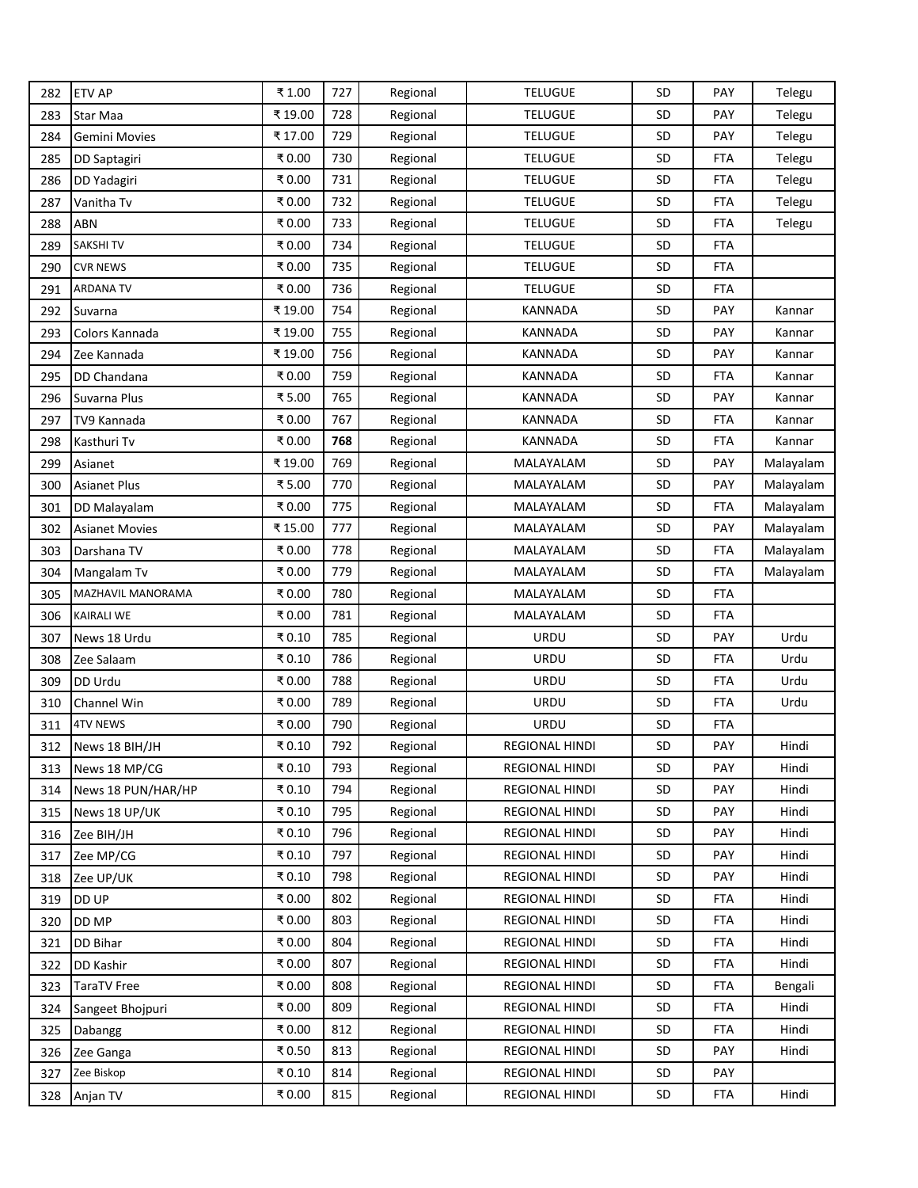| | | | | | | | | |
|---|---|---|---|---|---|---|---|---|
| 282 | ETV AP | ₹ 1.00 | 727 | Regional | TELUGUE | SD | PAY | Telegu |
| 283 | Star Maa | ₹ 19.00 | 728 | Regional | TELUGUE | SD | PAY | Telegu |
| 284 | Gemini Movies | ₹ 17.00 | 729 | Regional | TELUGUE | SD | PAY | Telegu |
| 285 | DD Saptagiri | ₹ 0.00 | 730 | Regional | TELUGUE | SD | FTA | Telegu |
| 286 | DD Yadagiri | ₹ 0.00 | 731 | Regional | TELUGUE | SD | FTA | Telegu |
| 287 | Vanitha Tv | ₹ 0.00 | 732 | Regional | TELUGUE | SD | FTA | Telegu |
| 288 | ABN | ₹ 0.00 | 733 | Regional | TELUGUE | SD | FTA | Telegu |
| 289 | SAKSHI TV | ₹ 0.00 | 734 | Regional | TELUGUE | SD | FTA | |
| 290 | CVR NEWS | ₹ 0.00 | 735 | Regional | TELUGUE | SD | FTA | |
| 291 | ARDANA TV | ₹ 0.00 | 736 | Regional | TELUGUE | SD | FTA | |
| 292 | Suvarna | ₹ 19.00 | 754 | Regional | KANNADA | SD | PAY | Kannar |
| 293 | Colors Kannada | ₹ 19.00 | 755 | Regional | KANNADA | SD | PAY | Kannar |
| 294 | Zee Kannada | ₹ 19.00 | 756 | Regional | KANNADA | SD | PAY | Kannar |
| 295 | DD Chandana | ₹ 0.00 | 759 | Regional | KANNADA | SD | FTA | Kannar |
| 296 | Suvarna Plus | ₹ 5.00 | 765 | Regional | KANNADA | SD | PAY | Kannar |
| 297 | TV9 Kannada | ₹ 0.00 | 767 | Regional | KANNADA | SD | FTA | Kannar |
| 298 | Kasthuri Tv | ₹ 0.00 | **768** | Regional | KANNADA | SD | FTA | Kannar |
| 299 | Asianet | ₹ 19.00 | 769 | Regional | MALAYALAM | SD | PAY | Malayalam |
| 300 | Asianet Plus | ₹ 5.00 | 770 | Regional | MALAYALAM | SD | PAY | Malayalam |
| 301 | DD Malayalam | ₹ 0.00 | 775 | Regional | MALAYALAM | SD | FTA | Malayalam |
| 302 | Asianet Movies | ₹ 15.00 | 777 | Regional | MALAYALAM | SD | PAY | Malayalam |
| 303 | Darshana TV | ₹ 0.00 | 778 | Regional | MALAYALAM | SD | FTA | Malayalam |
| 304 | Mangalam Tv | ₹ 0.00 | 779 | Regional | MALAYALAM | SD | FTA | Malayalam |
| 305 | MAZHAVIL MANORAMA | ₹ 0.00 | 780 | Regional | MALAYALAM | SD | FTA | |
| 306 | KAIRALI WE | ₹ 0.00 | 781 | Regional | MALAYALAM | SD | FTA | |
| 307 | News 18 Urdu | ₹ 0.10 | 785 | Regional | URDU | SD | PAY | Urdu |
| 308 | Zee Salaam | ₹ 0.10 | 786 | Regional | URDU | SD | FTA | Urdu |
| 309 | DD Urdu | ₹ 0.00 | 788 | Regional | URDU | SD | FTA | Urdu |
| 310 | Channel Win | ₹ 0.00 | 789 | Regional | URDU | SD | FTA | Urdu |
| 311 | 4TV NEWS | ₹ 0.00 | 790 | Regional | URDU | SD | FTA | |
| 312 | News 18 BIH/JH | ₹ 0.10 | 792 | Regional | REGIONAL HINDI | SD | PAY | Hindi |
| 313 | News 18 MP/CG | ₹ 0.10 | 793 | Regional | REGIONAL HINDI | SD | PAY | Hindi |
| 314 | News 18 PUN/HAR/HP | ₹ 0.10 | 794 | Regional | REGIONAL HINDI | SD | PAY | Hindi |
| 315 | News 18 UP/UK | ₹ 0.10 | 795 | Regional | REGIONAL HINDI | SD | PAY | Hindi |
| 316 | Zee BIH/JH | ₹ 0.10 | 796 | Regional | REGIONAL HINDI | SD | PAY | Hindi |
| 317 | Zee MP/CG | ₹ 0.10 | 797 | Regional | REGIONAL HINDI | SD | PAY | Hindi |
| 318 | Zee UP/UK | ₹ 0.10 | 798 | Regional | REGIONAL HINDI | SD | PAY | Hindi |
| 319 | DD UP | ₹ 0.00 | 802 | Regional | REGIONAL HINDI | SD | FTA | Hindi |
| 320 | DD MP | ₹ 0.00 | 803 | Regional | REGIONAL HINDI | SD | FTA | Hindi |
| 321 | DD Bihar | ₹ 0.00 | 804 | Regional | REGIONAL HINDI | SD | FTA | Hindi |
| 322 | DD Kashir | ₹ 0.00 | 807 | Regional | REGIONAL HINDI | SD | FTA | Hindi |
| 323 | TaraTV Free | ₹ 0.00 | 808 | Regional | REGIONAL HINDI | SD | FTA | Bengali |
| 324 | Sangeet Bhojpuri | ₹ 0.00 | 809 | Regional | REGIONAL HINDI | SD | FTA | Hindi |
| 325 | Dabangg | ₹ 0.00 | 812 | Regional | REGIONAL HINDI | SD | FTA | Hindi |
| 326 | Zee Ganga | ₹ 0.50 | 813 | Regional | REGIONAL HINDI | SD | PAY | Hindi |
| 327 | Zee Biskop | ₹ 0.10 | 814 | Regional | REGIONAL HINDI | SD | PAY | |
| 328 | Anjan TV | ₹ 0.00 | 815 | Regional | REGIONAL HINDI | SD | FTA | Hindi |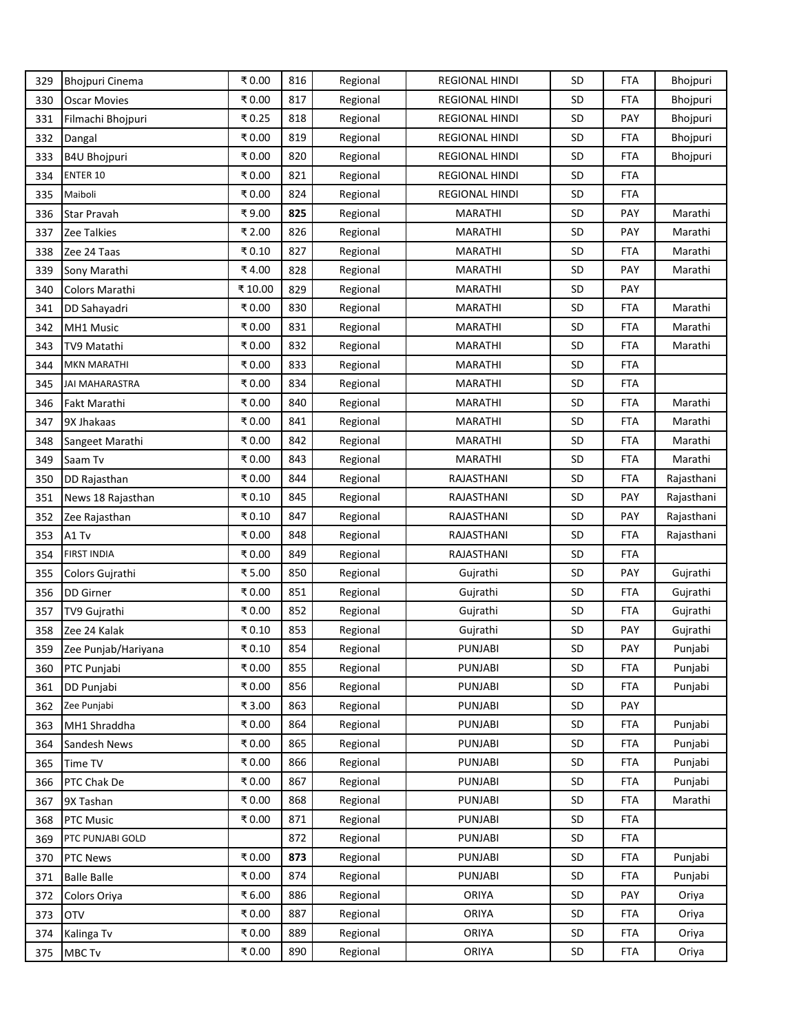| | | | | | | | | |
|---|---|---|---|---|---|---|---|---|
| 329 | Bhojpuri Cinema | ₹ 0.00 | 816 | Regional | REGIONAL HINDI | SD | FTA | Bhojpuri |
| 330 | Oscar Movies | ₹ 0.00 | 817 | Regional | REGIONAL HINDI | SD | FTA | Bhojpuri |
| 331 | Filmachi Bhojpuri | ₹ 0.25 | 818 | Regional | REGIONAL HINDI | SD | PAY | Bhojpuri |
| 332 | Dangal | ₹ 0.00 | 819 | Regional | REGIONAL HINDI | SD | FTA | Bhojpuri |
| 333 | B4U Bhojpuri | ₹ 0.00 | 820 | Regional | REGIONAL HINDI | SD | FTA | Bhojpuri |
| 334 | ENTER 10 | ₹ 0.00 | 821 | Regional | REGIONAL HINDI | SD | FTA | |
| 335 | Maiboli | ₹ 0.00 | 824 | Regional | REGIONAL HINDI | SD | FTA | |
| 336 | Star Pravah | ₹ 9.00 | **825** | Regional | MARATHI | SD | PAY | Marathi |
| 337 | Zee Talkies | ₹ 2.00 | 826 | Regional | MARATHI | SD | PAY | Marathi |
| 338 | Zee 24 Taas | ₹ 0.10 | 827 | Regional | MARATHI | SD | FTA | Marathi |
| 339 | Sony Marathi | ₹ 4.00 | 828 | Regional | MARATHI | SD | PAY | Marathi |
| 340 | Colors Marathi | ₹ 10.00 | 829 | Regional | MARATHI | SD | PAY | |
| 341 | DD Sahayadri | ₹ 0.00 | 830 | Regional | MARATHI | SD | FTA | Marathi |
| 342 | MH1 Music | ₹ 0.00 | 831 | Regional | MARATHI | SD | FTA | Marathi |
| 343 | TV9 Matathi | ₹ 0.00 | 832 | Regional | MARATHI | SD | FTA | Marathi |
| 344 | MKN MARATHI | ₹ 0.00 | 833 | Regional | MARATHI | SD | FTA | |
| 345 | JAI MAHARASTRA | ₹ 0.00 | 834 | Regional | MARATHI | SD | FTA | |
| 346 | Fakt Marathi | ₹ 0.00 | 840 | Regional | MARATHI | SD | FTA | Marathi |
| 347 | 9X Jhakaas | ₹ 0.00 | 841 | Regional | MARATHI | SD | FTA | Marathi |
| 348 | Sangeet Marathi | ₹ 0.00 | 842 | Regional | MARATHI | SD | FTA | Marathi |
| 349 | Saam Tv | ₹ 0.00 | 843 | Regional | MARATHI | SD | FTA | Marathi |
| 350 | DD Rajasthan | ₹ 0.00 | 844 | Regional | RAJASTHANI | SD | FTA | Rajasthani |
| 351 | News 18 Rajasthan | ₹ 0.10 | 845 | Regional | RAJASTHANI | SD | PAY | Rajasthani |
| 352 | Zee Rajasthan | ₹ 0.10 | 847 | Regional | RAJASTHANI | SD | PAY | Rajasthani |
| 353 | A1 Tv | ₹ 0.00 | 848 | Regional | RAJASTHANI | SD | FTA | Rajasthani |
| 354 | FIRST INDIA | ₹ 0.00 | 849 | Regional | RAJASTHANI | SD | FTA | |
| 355 | Colors Gujrathi | ₹ 5.00 | 850 | Regional | Gujrathi | SD | PAY | Gujrathi |
| 356 | DD Girner | ₹ 0.00 | 851 | Regional | Gujrathi | SD | FTA | Gujrathi |
| 357 | TV9 Gujrathi | ₹ 0.00 | 852 | Regional | Gujrathi | SD | FTA | Gujrathi |
| 358 | Zee 24 Kalak | ₹ 0.10 | 853 | Regional | Gujrathi | SD | PAY | Gujrathi |
| 359 | Zee Punjab/Hariyana | ₹ 0.10 | 854 | Regional | PUNJABI | SD | PAY | Punjabi |
| 360 | PTC Punjabi | ₹ 0.00 | 855 | Regional | PUNJABI | SD | FTA | Punjabi |
| 361 | DD Punjabi | ₹ 0.00 | 856 | Regional | PUNJABI | SD | FTA | Punjabi |
| 362 | Zee Punjabi | ₹ 3.00 | 863 | Regional | PUNJABI | SD | PAY | |
| 363 | MH1 Shraddha | ₹ 0.00 | 864 | Regional | PUNJABI | SD | FTA | Punjabi |
| 364 | Sandesh News | ₹ 0.00 | 865 | Regional | PUNJABI | SD | FTA | Punjabi |
| 365 | Time TV | ₹ 0.00 | 866 | Regional | PUNJABI | SD | FTA | Punjabi |
| 366 | PTC Chak De | ₹ 0.00 | 867 | Regional | PUNJABI | SD | FTA | Punjabi |
| 367 | 9X Tashan | ₹ 0.00 | 868 | Regional | PUNJABI | SD | FTA | Marathi |
| 368 | PTC Music | ₹ 0.00 | 871 | Regional | PUNJABI | SD | FTA | |
| 369 | PTC PUNJABI GOLD | | 872 | Regional | PUNJABI | SD | FTA | |
| 370 | PTC News | ₹ 0.00 | **873** | Regional | PUNJABI | SD | FTA | Punjabi |
| 371 | Balle Balle | ₹ 0.00 | 874 | Regional | PUNJABI | SD | FTA | Punjabi |
| 372 | Colors Oriya | ₹ 6.00 | 886 | Regional | ORIYA | SD | PAY | Oriya |
| 373 | OTV | ₹ 0.00 | 887 | Regional | ORIYA | SD | FTA | Oriya |
| 374 | Kalinga Tv | ₹ 0.00 | 889 | Regional | ORIYA | SD | FTA | Oriya |
| 375 | MBC Tv | ₹ 0.00 | 890 | Regional | ORIYA | SD | FTA | Oriya |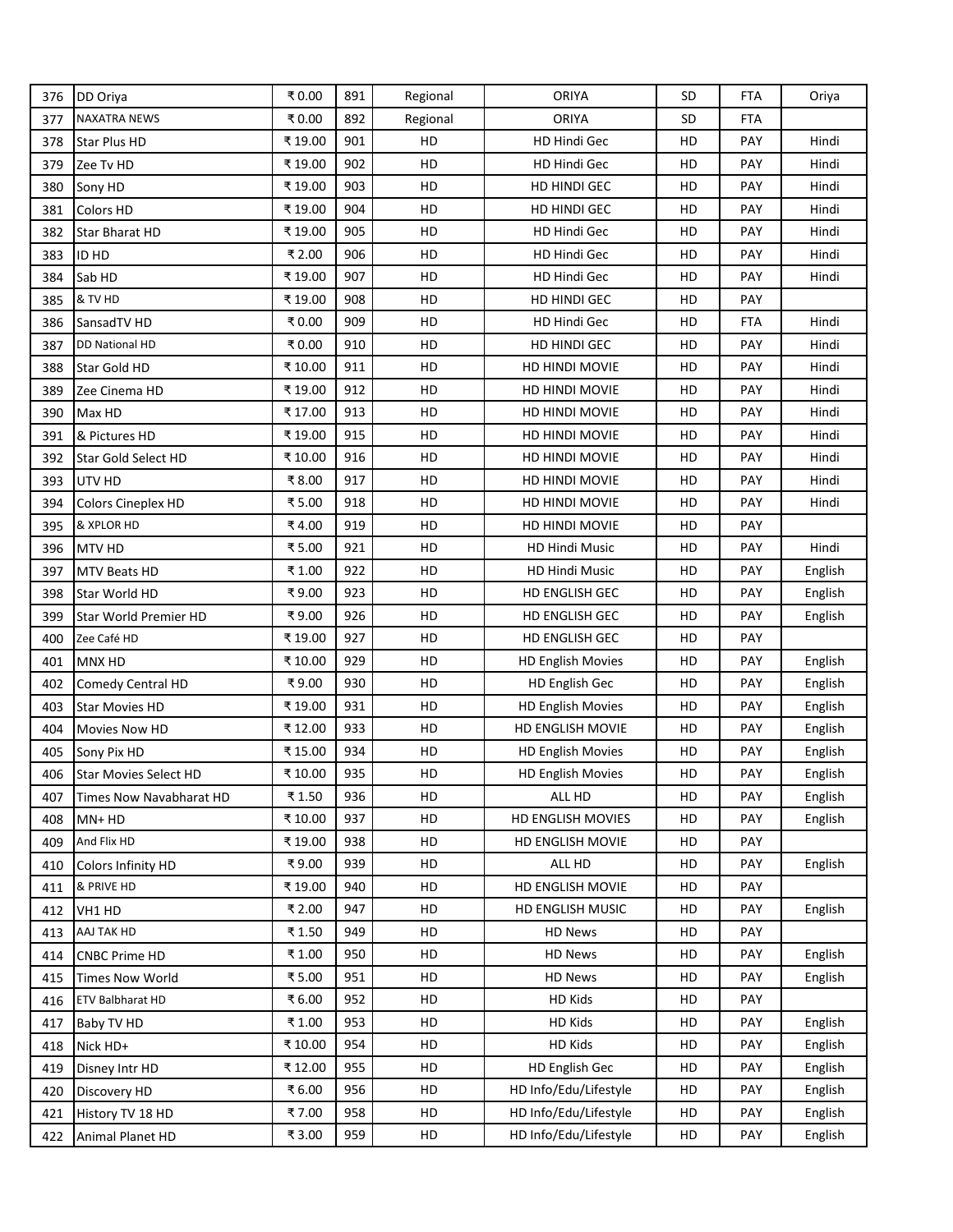| 376 | DD Oriya | ₹ 0.00 | 891 | Regional | ORIYA | SD | FTA | Oriya |
|---|---|---|---|---|---|---|---|---|
| 377 | NAXATRA NEWS | ₹ 0.00 | 892 | Regional | ORIYA | SD | FTA | |
| 378 | Star Plus HD | ₹ 19.00 | 901 | HD | HD Hindi Gec | HD | PAY | Hindi |
| 379 | Zee Tv HD | ₹ 19.00 | 902 | HD | HD Hindi Gec | HD | PAY | Hindi |
| 380 | Sony HD | ₹ 19.00 | 903 | HD | HD HINDI GEC | HD | PAY | Hindi |
| 381 | Colors HD | ₹ 19.00 | 904 | HD | HD HINDI GEC | HD | PAY | Hindi |
| 382 | Star Bharat HD | ₹ 19.00 | 905 | HD | HD Hindi Gec | HD | PAY | Hindi |
| 383 | ID HD | ₹ 2.00 | 906 | HD | HD Hindi Gec | HD | PAY | Hindi |
| 384 | Sab HD | ₹ 19.00 | 907 | HD | HD Hindi Gec | HD | PAY | Hindi |
| 385 | & TV HD | ₹ 19.00 | 908 | HD | HD HINDI GEC | HD | PAY | |
| 386 | SansadTV HD | ₹ 0.00 | 909 | HD | HD Hindi Gec | HD | FTA | Hindi |
| 387 | DD National HD | ₹ 0.00 | 910 | HD | HD HINDI GEC | HD | PAY | Hindi |
| 388 | Star Gold HD | ₹ 10.00 | 911 | HD | HD HINDI MOVIE | HD | PAY | Hindi |
| 389 | Zee Cinema HD | ₹ 19.00 | 912 | HD | HD HINDI MOVIE | HD | PAY | Hindi |
| 390 | Max HD | ₹ 17.00 | 913 | HD | HD HINDI MOVIE | HD | PAY | Hindi |
| 391 | & Pictures HD | ₹ 19.00 | 915 | HD | HD HINDI MOVIE | HD | PAY | Hindi |
| 392 | Star Gold Select HD | ₹ 10.00 | 916 | HD | HD HINDI MOVIE | HD | PAY | Hindi |
| 393 | UTV HD | ₹ 8.00 | 917 | HD | HD HINDI MOVIE | HD | PAY | Hindi |
| 394 | Colors Cineplex HD | ₹ 5.00 | 918 | HD | HD HINDI MOVIE | HD | PAY | Hindi |
| 395 | & XPLOR HD | ₹ 4.00 | 919 | HD | HD HINDI MOVIE | HD | PAY | |
| 396 | MTV HD | ₹ 5.00 | 921 | HD | HD Hindi Music | HD | PAY | Hindi |
| 397 | MTV Beats HD | ₹ 1.00 | 922 | HD | HD Hindi Music | HD | PAY | English |
| 398 | Star World HD | ₹ 9.00 | 923 | HD | HD ENGLISH GEC | HD | PAY | English |
| 399 | Star World Premier HD | ₹ 9.00 | 926 | HD | HD ENGLISH GEC | HD | PAY | English |
| 400 | Zee Café HD | ₹ 19.00 | 927 | HD | HD ENGLISH GEC | HD | PAY | |
| 401 | MNX HD | ₹ 10.00 | 929 | HD | HD English Movies | HD | PAY | English |
| 402 | Comedy Central HD | ₹ 9.00 | 930 | HD | HD English Gec | HD | PAY | English |
| 403 | Star Movies HD | ₹ 19.00 | 931 | HD | HD English Movies | HD | PAY | English |
| 404 | Movies Now HD | ₹ 12.00 | 933 | HD | HD ENGLISH MOVIE | HD | PAY | English |
| 405 | Sony Pix HD | ₹ 15.00 | 934 | HD | HD English Movies | HD | PAY | English |
| 406 | Star Movies Select HD | ₹ 10.00 | 935 | HD | HD English Movies | HD | PAY | English |
| 407 | Times Now Navabharat HD | ₹ 1.50 | 936 | HD | ALL HD | HD | PAY | English |
| 408 | MN+ HD | ₹ 10.00 | 937 | HD | HD ENGLISH MOVIES | HD | PAY | English |
| 409 | And Flix HD | ₹ 19.00 | 938 | HD | HD ENGLISH MOVIE | HD | PAY | |
| 410 | Colors Infinity HD | ₹ 9.00 | 939 | HD | ALL HD | HD | PAY | English |
| 411 | & PRIVE HD | ₹ 19.00 | 940 | HD | HD ENGLISH MOVIE | HD | PAY | |
| 412 | VH1 HD | ₹ 2.00 | 947 | HD | HD ENGLISH MUSIC | HD | PAY | English |
| 413 | AAJ TAK HD | ₹ 1.50 | 949 | HD | HD News | HD | PAY | |
| 414 | CNBC Prime HD | ₹ 1.00 | 950 | HD | HD News | HD | PAY | English |
| 415 | Times Now World | ₹ 5.00 | 951 | HD | HD News | HD | PAY | English |
| 416 | ETV Balbharat HD | ₹ 6.00 | 952 | HD | HD Kids | HD | PAY | |
| 417 | Baby TV HD | ₹ 1.00 | 953 | HD | HD Kids | HD | PAY | English |
| 418 | Nick HD+ | ₹ 10.00 | 954 | HD | HD Kids | HD | PAY | English |
| 419 | Disney Intr HD | ₹ 12.00 | 955 | HD | HD English Gec | HD | PAY | English |
| 420 | Discovery HD | ₹ 6.00 | 956 | HD | HD Info/Edu/Lifestyle | HD | PAY | English |
| 421 | History TV 18 HD | ₹ 7.00 | 958 | HD | HD Info/Edu/Lifestyle | HD | PAY | English |
| 422 | Animal Planet HD | ₹ 3.00 | 959 | HD | HD Info/Edu/Lifestyle | HD | PAY | English |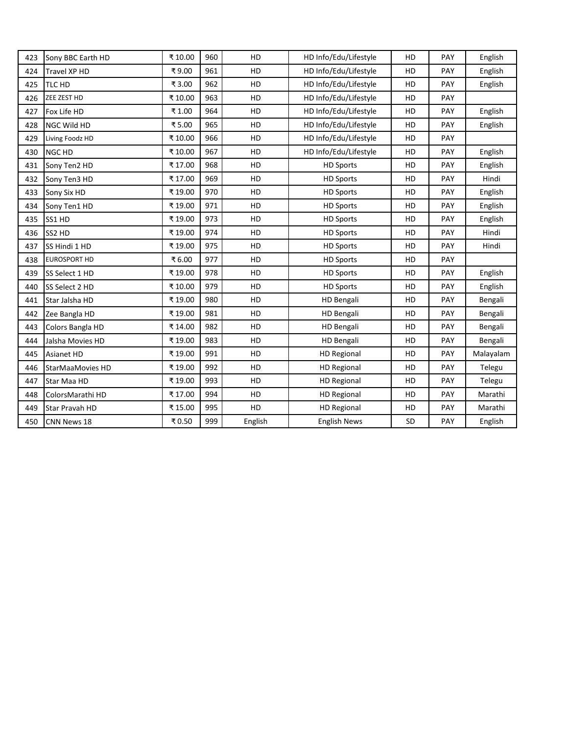| | | | | | | | | |
|---|---|---|---|---|---|---|---|---|
| 423 | Sony BBC Earth HD | ₹ 10.00 | 960 | HD | HD Info/Edu/Lifestyle | HD | PAY | English |
| 424 | Travel XP HD | ₹ 9.00 | 961 | HD | HD Info/Edu/Lifestyle | HD | PAY | English |
| 425 | TLC HD | ₹ 3.00 | 962 | HD | HD Info/Edu/Lifestyle | HD | PAY | English |
| 426 | ZEE ZEST HD | ₹ 10.00 | 963 | HD | HD Info/Edu/Lifestyle | HD | PAY | |
| 427 | Fox Life HD | ₹ 1.00 | 964 | HD | HD Info/Edu/Lifestyle | HD | PAY | English |
| 428 | NGC Wild HD | ₹ 5.00 | 965 | HD | HD Info/Edu/Lifestyle | HD | PAY | English |
| 429 | Living Foodz HD | ₹ 10.00 | 966 | HD | HD Info/Edu/Lifestyle | HD | PAY | |
| 430 | NGC HD | ₹ 10.00 | 967 | HD | HD Info/Edu/Lifestyle | HD | PAY | English |
| 431 | Sony Ten2 HD | ₹ 17.00 | 968 | HD | HD Sports | HD | PAY | English |
| 432 | Sony Ten3 HD | ₹ 17.00 | 969 | HD | HD Sports | HD | PAY | Hindi |
| 433 | Sony Six HD | ₹ 19.00 | 970 | HD | HD Sports | HD | PAY | English |
| 434 | Sony Ten1 HD | ₹ 19.00 | 971 | HD | HD Sports | HD | PAY | English |
| 435 | SS1 HD | ₹ 19.00 | 973 | HD | HD Sports | HD | PAY | English |
| 436 | SS2 HD | ₹ 19.00 | 974 | HD | HD Sports | HD | PAY | Hindi |
| 437 | SS Hindi 1 HD | ₹ 19.00 | 975 | HD | HD Sports | HD | PAY | Hindi |
| 438 | EUROSPORT HD | ₹ 6.00 | 977 | HD | HD Sports | HD | PAY | |
| 439 | SS Select 1 HD | ₹ 19.00 | 978 | HD | HD Sports | HD | PAY | English |
| 440 | SS Select 2 HD | ₹ 10.00 | 979 | HD | HD Sports | HD | PAY | English |
| 441 | Star Jalsha HD | ₹ 19.00 | 980 | HD | HD Bengali | HD | PAY | Bengali |
| 442 | Zee Bangla HD | ₹ 19.00 | 981 | HD | HD Bengali | HD | PAY | Bengali |
| 443 | Colors Bangla HD | ₹ 14.00 | 982 | HD | HD Bengali | HD | PAY | Bengali |
| 444 | Jalsha Movies HD | ₹ 19.00 | 983 | HD | HD Bengali | HD | PAY | Bengali |
| 445 | Asianet HD | ₹ 19.00 | 991 | HD | HD Regional | HD | PAY | Malayalam |
| 446 | StarMaaMovies HD | ₹ 19.00 | 992 | HD | HD Regional | HD | PAY | Telegu |
| 447 | Star Maa HD | ₹ 19.00 | 993 | HD | HD Regional | HD | PAY | Telegu |
| 448 | ColorsMarathi HD | ₹ 17.00 | 994 | HD | HD Regional | HD | PAY | Marathi |
| 449 | Star Pravah HD | ₹ 15.00 | 995 | HD | HD Regional | HD | PAY | Marathi |
| 450 | CNN News 18 | ₹ 0.50 | 999 | English | English News | SD | PAY | English |